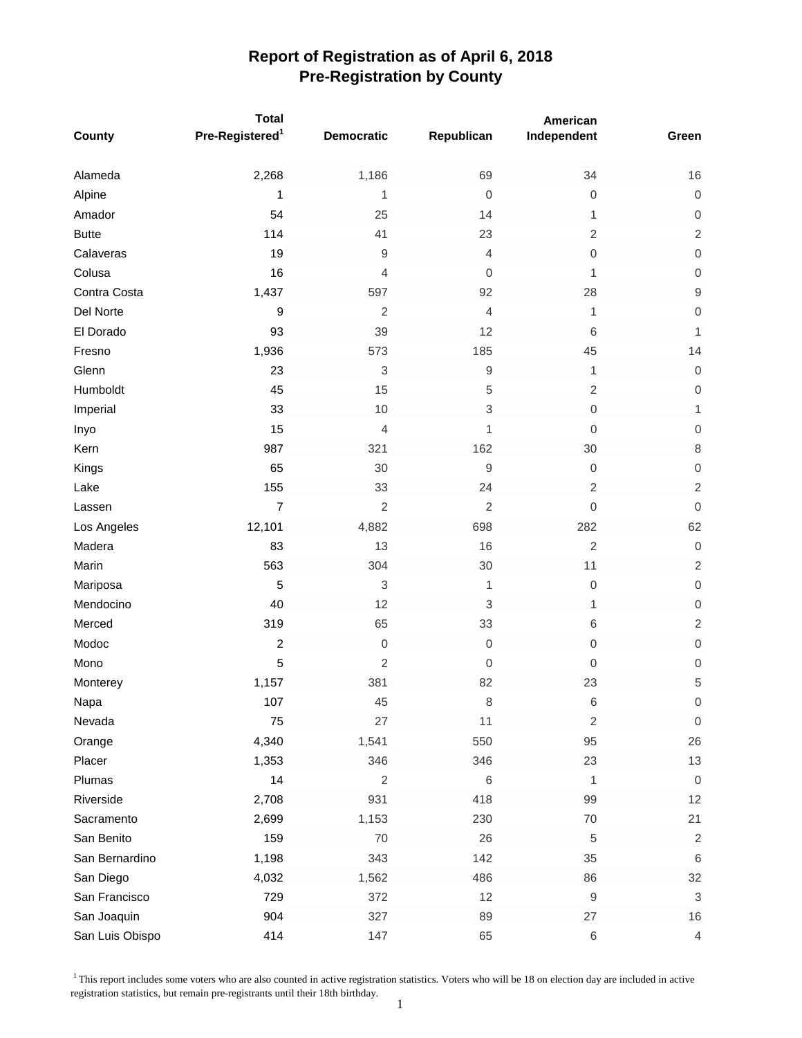# Report of Registration as of April 6, 2018
## Pre-Registration by County

| County | Total Pre-Registered[1] | Democratic | Republican | American Independent | Green |
|---|---|---|---|---|---|
| Alameda | 2,268 | 1,186 | 69 | 34 | 16 |
| Alpine | 1 | 1 | 0 | 0 | 0 |
| Amador | 54 | 25 | 14 | 1 | 0 |
| Butte | 114 | 41 | 23 | 2 | 2 |
| Calaveras | 19 | 9 | 4 | 0 | 0 |
| Colusa | 16 | 4 | 0 | 1 | 0 |
| Contra Costa | 1,437 | 597 | 92 | 28 | 9 |
| Del Norte | 9 | 2 | 4 | 1 | 0 |
| El Dorado | 93 | 39 | 12 | 6 | 1 |
| Fresno | 1,936 | 573 | 185 | 45 | 14 |
| Glenn | 23 | 3 | 9 | 1 | 0 |
| Humboldt | 45 | 15 | 5 | 2 | 0 |
| Imperial | 33 | 10 | 3 | 0 | 1 |
| Inyo | 15 | 4 | 1 | 0 | 0 |
| Kern | 987 | 321 | 162 | 30 | 8 |
| Kings | 65 | 30 | 9 | 0 | 0 |
| Lake | 155 | 33 | 24 | 2 | 2 |
| Lassen | 7 | 2 | 2 | 0 | 0 |
| Los Angeles | 12,101 | 4,882 | 698 | 282 | 62 |
| Madera | 83 | 13 | 16 | 2 | 0 |
| Marin | 563 | 304 | 30 | 11 | 2 |
| Mariposa | 5 | 3 | 1 | 0 | 0 |
| Mendocino | 40 | 12 | 3 | 1 | 0 |
| Merced | 319 | 65 | 33 | 6 | 2 |
| Modoc | 2 | 0 | 0 | 0 | 0 |
| Mono | 5 | 2 | 0 | 0 | 0 |
| Monterey | 1,157 | 381 | 82 | 23 | 5 |
| Napa | 107 | 45 | 8 | 6 | 0 |
| Nevada | 75 | 27 | 11 | 2 | 0 |
| Orange | 4,340 | 1,541 | 550 | 95 | 26 |
| Placer | 1,353 | 346 | 346 | 23 | 13 |
| Plumas | 14 | 2 | 6 | 1 | 0 |
| Riverside | 2,708 | 931 | 418 | 99 | 12 |
| Sacramento | 2,699 | 1,153 | 230 | 70 | 21 |
| San Benito | 159 | 70 | 26 | 5 | 2 |
| San Bernardino | 1,198 | 343 | 142 | 35 | 6 |
| San Diego | 4,032 | 1,562 | 486 | 86 | 32 |
| San Francisco | 729 | 372 | 12 | 9 | 3 |
| San Joaquin | 904 | 327 | 89 | 27 | 16 |
| San Luis Obispo | 414 | 147 | 65 | 6 | 4 |

[1] This report includes some voters who are also counted in active registration statistics. Voters who will be 18 on election day are included in active registration statistics, but remain pre-registrants until their 18th birthday.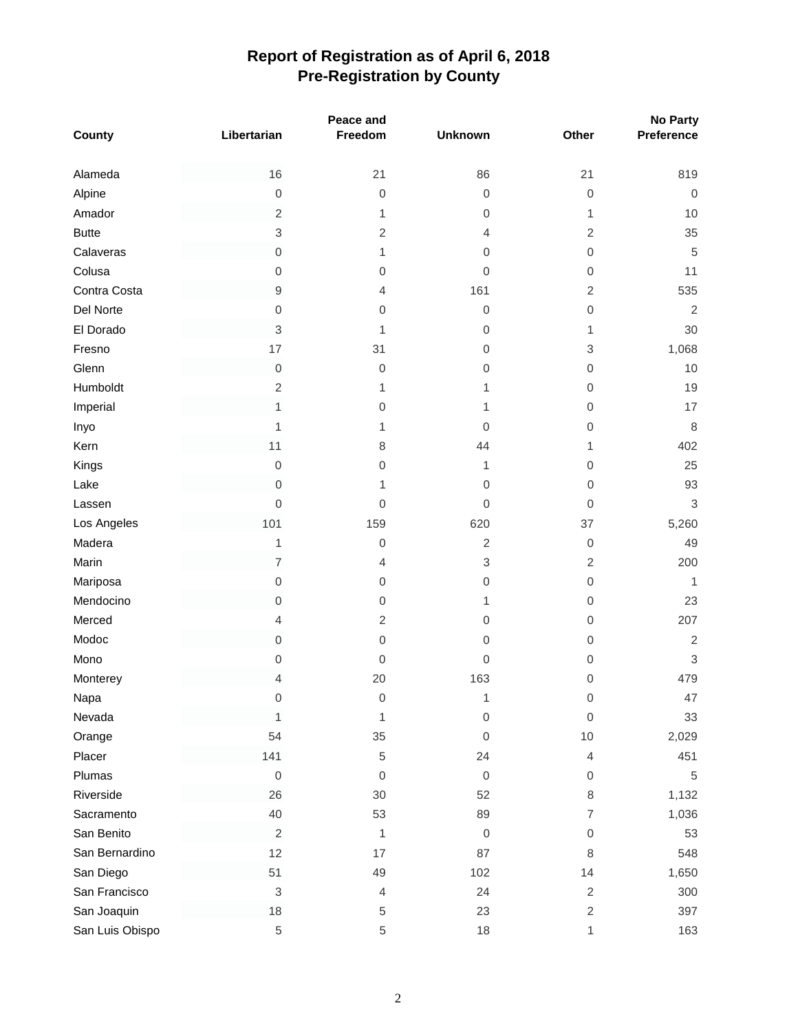# Report of Registration as of April 6, 2018
## Pre-Registration by County

| County | Libertarian | Peace and Freedom | Unknown | Other | No Party Preference |
|---|---|---|---|---|---|
| Alameda | 16 | 21 | 86 | 21 | 819 |
| Alpine | 0 | 0 | 0 | 0 | 0 |
| Amador | 2 | 1 | 0 | 1 | 10 |
| Butte | 3 | 2 | 4 | 2 | 35 |
| Calaveras | 0 | 1 | 0 | 0 | 5 |
| Colusa | 0 | 0 | 0 | 0 | 11 |
| Contra Costa | 9 | 4 | 161 | 2 | 535 |
| Del Norte | 0 | 0 | 0 | 0 | 2 |
| El Dorado | 3 | 1 | 0 | 1 | 30 |
| Fresno | 17 | 31 | 0 | 3 | 1,068 |
| Glenn | 0 | 0 | 0 | 0 | 10 |
| Humboldt | 2 | 1 | 1 | 0 | 19 |
| Imperial | 1 | 0 | 1 | 0 | 17 |
| Inyo | 1 | 1 | 0 | 0 | 8 |
| Kern | 11 | 8 | 44 | 1 | 402 |
| Kings | 0 | 0 | 1 | 0 | 25 |
| Lake | 0 | 1 | 0 | 0 | 93 |
| Lassen | 0 | 0 | 0 | 0 | 3 |
| Los Angeles | 101 | 159 | 620 | 37 | 5,260 |
| Madera | 1 | 0 | 2 | 0 | 49 |
| Marin | 7 | 4 | 3 | 2 | 200 |
| Mariposa | 0 | 0 | 0 | 0 | 1 |
| Mendocino | 0 | 0 | 1 | 0 | 23 |
| Merced | 4 | 2 | 0 | 0 | 207 |
| Modoc | 0 | 0 | 0 | 0 | 2 |
| Mono | 0 | 0 | 0 | 0 | 3 |
| Monterey | 4 | 20 | 163 | 0 | 479 |
| Napa | 0 | 0 | 1 | 0 | 47 |
| Nevada | 1 | 1 | 0 | 0 | 33 |
| Orange | 54 | 35 | 0 | 10 | 2,029 |
| Placer | 141 | 5 | 24 | 4 | 451 |
| Plumas | 0 | 0 | 0 | 0 | 5 |
| Riverside | 26 | 30 | 52 | 8 | 1,132 |
| Sacramento | 40 | 53 | 89 | 7 | 1,036 |
| San Benito | 2 | 1 | 0 | 0 | 53 |
| San Bernardino | 12 | 17 | 87 | 8 | 548 |
| San Diego | 51 | 49 | 102 | 14 | 1,650 |
| San Francisco | 3 | 4 | 24 | 2 | 300 |
| San Joaquin | 18 | 5 | 23 | 2 | 397 |
| San Luis Obispo | 5 | 5 | 18 | 1 | 163 |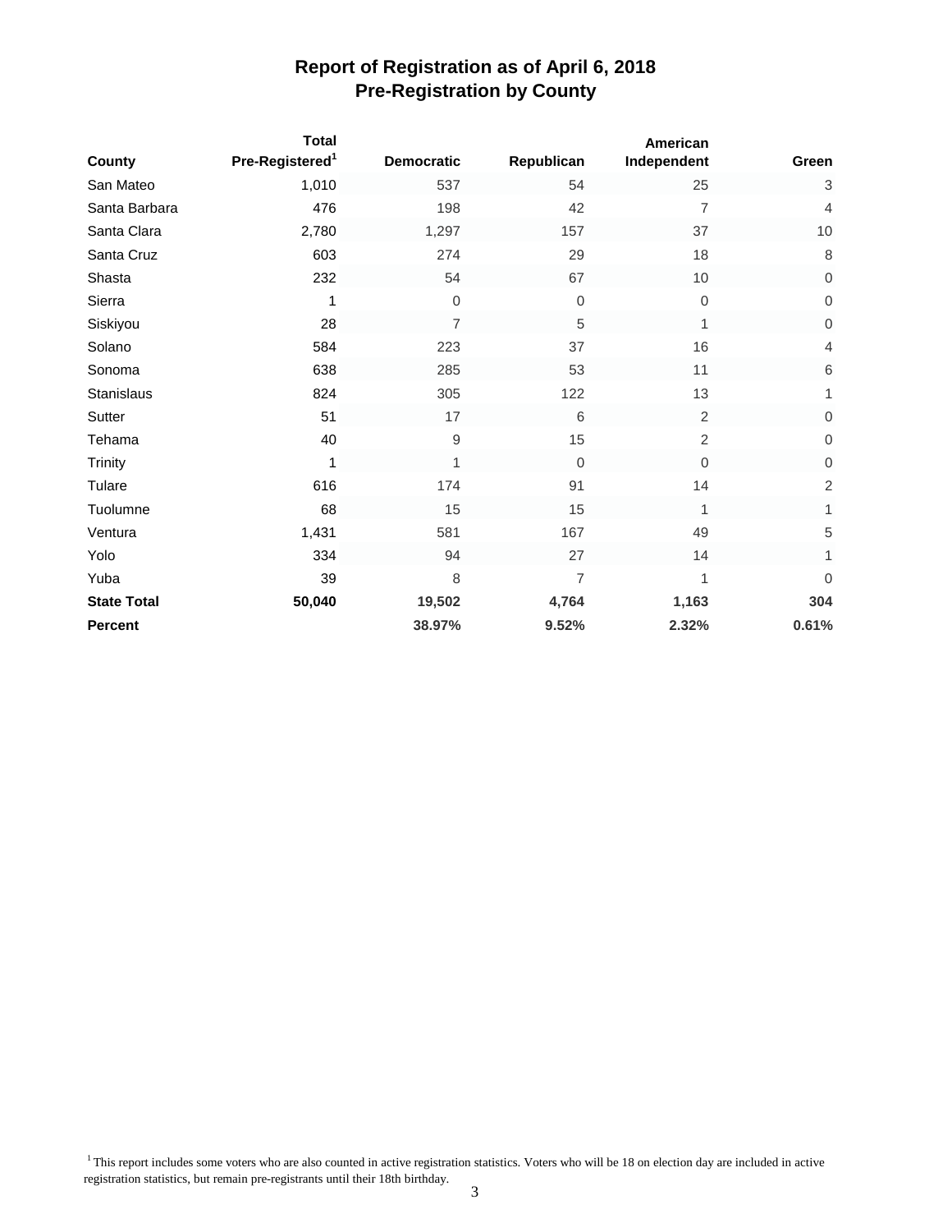# Report of Registration as of April 6, 2018
## Pre-Registration by County

| County | Total Pre-Registered[1] | Democratic | Republican | American Independent | Green |
|---|---|---|---|---|---|
| San Mateo | 1,010 | 537 | 54 | 25 | 3 |
| Santa Barbara | 476 | 198 | 42 | 7 | 4 |
| Santa Clara | 2,780 | 1,297 | 157 | 37 | 10 |
| Santa Cruz | 603 | 274 | 29 | 18 | 8 |
| Shasta | 232 | 54 | 67 | 10 | 0 |
| Sierra | 1 | 0 | 0 | 0 | 0 |
| Siskiyou | 28 | 7 | 5 | 1 | 0 |
| Solano | 584 | 223 | 37 | 16 | 4 |
| Sonoma | 638 | 285 | 53 | 11 | 6 |
| Stanislaus | 824 | 305 | 122 | 13 | 1 |
| Sutter | 51 | 17 | 6 | 2 | 0 |
| Tehama | 40 | 9 | 15 | 2 | 0 |
| Trinity | 1 | 1 | 0 | 0 | 0 |
| Tulare | 616 | 174 | 91 | 14 | 2 |
| Tuolumne | 68 | 15 | 15 | 1 | 1 |
| Ventura | 1,431 | 581 | 167 | 49 | 5 |
| Yolo | 334 | 94 | 27 | 14 | 1 |
| Yuba | 39 | 8 | 7 | 1 | 0 |
| **State Total** | **50,040** | **19,502** | **4,764** | **1,163** | **304** |
| **Percent** | | **38.97%** | **9.52%** | **2.32%** | **0.61%** |

[1] This report includes some voters who are also counted in active registration statistics. Voters who will be 18 on election day are included in active registration statistics, but remain pre-registrants until their 18th birthday.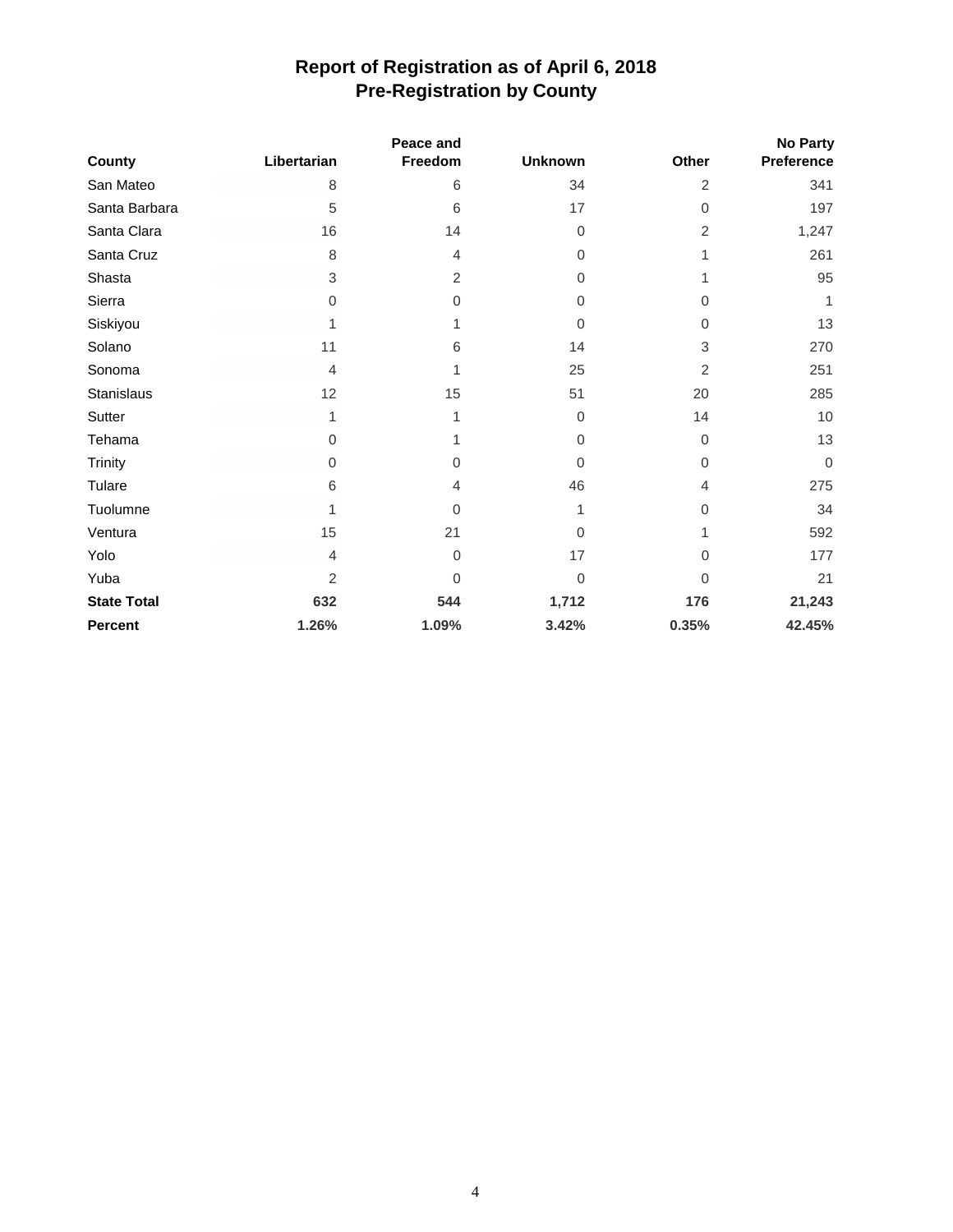# Report of Registration as of April 6, 2018
## Pre-Registration by County

| County | Libertarian | Peace and Freedom | Unknown | Other | No Party Preference |
|---|---|---|---|---|---|
| San Mateo | 8 | 6 | 34 | 2 | 341 |
| Santa Barbara | 5 | 6 | 17 | 0 | 197 |
| Santa Clara | 16 | 14 | 0 | 2 | 1,247 |
| Santa Cruz | 8 | 4 | 0 | 1 | 261 |
| Shasta | 3 | 2 | 0 | 1 | 95 |
| Sierra | 0 | 0 | 0 | 0 | 1 |
| Siskiyou | 1 | 1 | 0 | 0 | 13 |
| Solano | 11 | 6 | 14 | 3 | 270 |
| Sonoma | 4 | 1 | 25 | 2 | 251 |
| Stanislaus | 12 | 15 | 51 | 20 | 285 |
| Sutter | 1 | 1 | 0 | 14 | 10 |
| Tehama | 0 | 1 | 0 | 0 | 13 |
| Trinity | 0 | 0 | 0 | 0 | 0 |
| Tulare | 6 | 4 | 46 | 4 | 275 |
| Tuolumne | 1 | 0 | 1 | 0 | 34 |
| Ventura | 15 | 21 | 0 | 1 | 592 |
| Yolo | 4 | 0 | 17 | 0 | 177 |
| Yuba | 2 | 0 | 0 | 0 | 21 |
| **State Total** | **632** | **544** | **1,712** | **176** | **21,243** |
| **Percent** | **1.26%** | **1.09%** | **3.42%** | **0.35%** | **42.45%** |